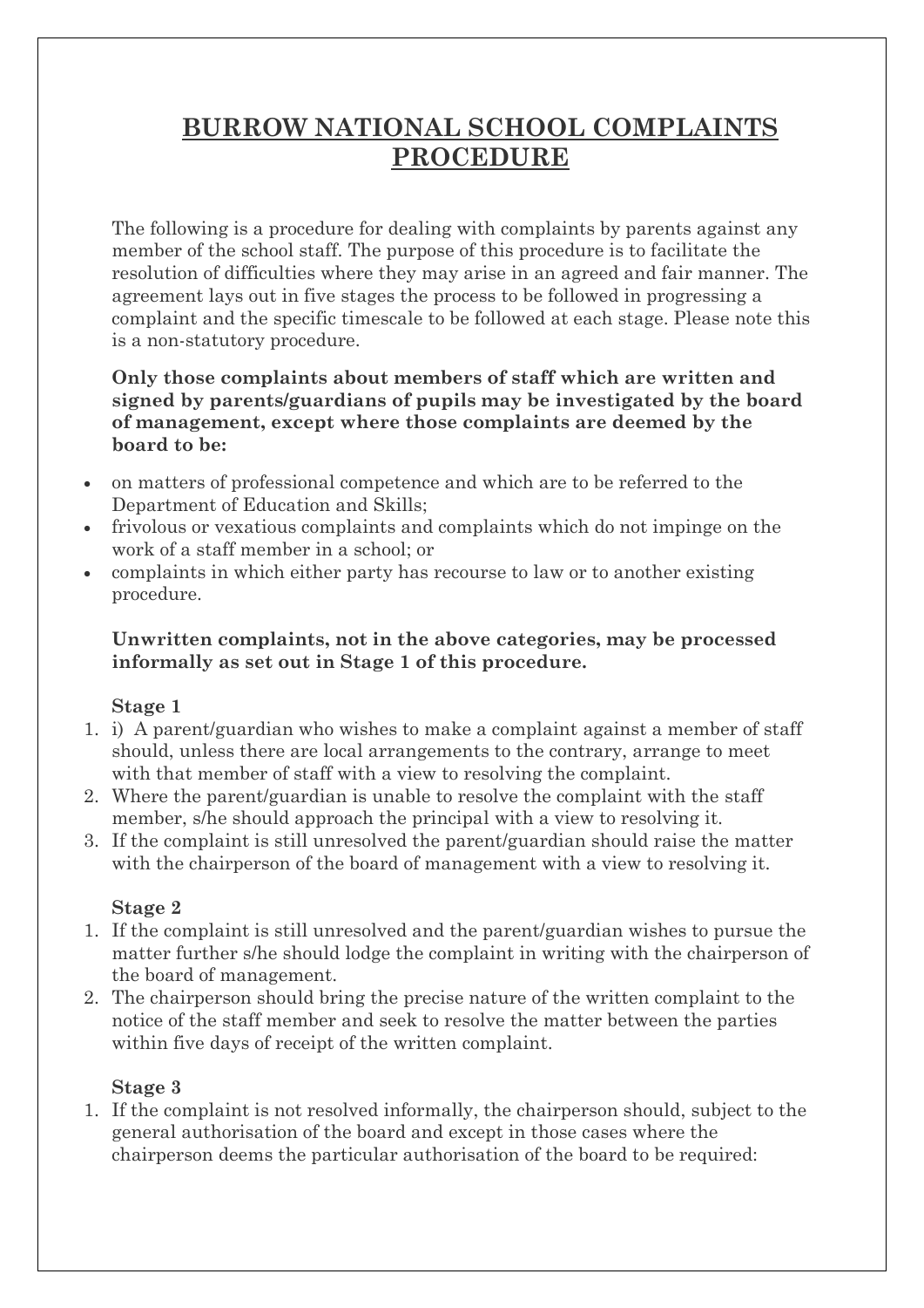# BURROW NATIONAL SCHOOL COMPLAINTS PROCEDURE

The following is a procedure for dealing with complaints by parents against any member of the school staff. The purpose of this procedure is to facilitate the resolution of difficulties where they may arise in an agreed and fair manner. The agreement lays out in five stages the process to be followed in progressing a complaint and the specific timescale to be followed at each stage. Please note this is a non-statutory procedure.

**Only those complaints about members of staff which are written and signed by parents/guardians of pupils may be investigated by the board of management, except where those complaints are deemed by the board to be:**

- on matters of professional competence and which are to be referred to the Department of Education and Skills;
- frivolous or vexatious complaints and complaints which do not impinge on the work of a staff member in a school; or
- complaints in which either party has recourse to law or to another existing procedure.

**Unwritten complaints, not in the above categories, may be processed informally as set out in Stage 1 of this procedure.**

**Stage 1**

1. i) A parent/guardian who wishes to make a complaint against a member of staff should, unless there are local arrangements to the contrary, arrange to meet with that member of staff with a view to resolving the complaint.
2. Where the parent/guardian is unable to resolve the complaint with the staff member, s/he should approach the principal with a view to resolving it.
3. If the complaint is still unresolved the parent/guardian should raise the matter with the chairperson of the board of management with a view to resolving it.

**Stage 2**

1. If the complaint is still unresolved and the parent/guardian wishes to pursue the matter further s/he should lodge the complaint in writing with the chairperson of the board of management.
2. The chairperson should bring the precise nature of the written complaint to the notice of the staff member and seek to resolve the matter between the parties within five days of receipt of the written complaint.

**Stage 3**

1. If the complaint is not resolved informally, the chairperson should, subject to the general authorisation of the board and except in those cases where the chairperson deems the particular authorisation of the board to be required: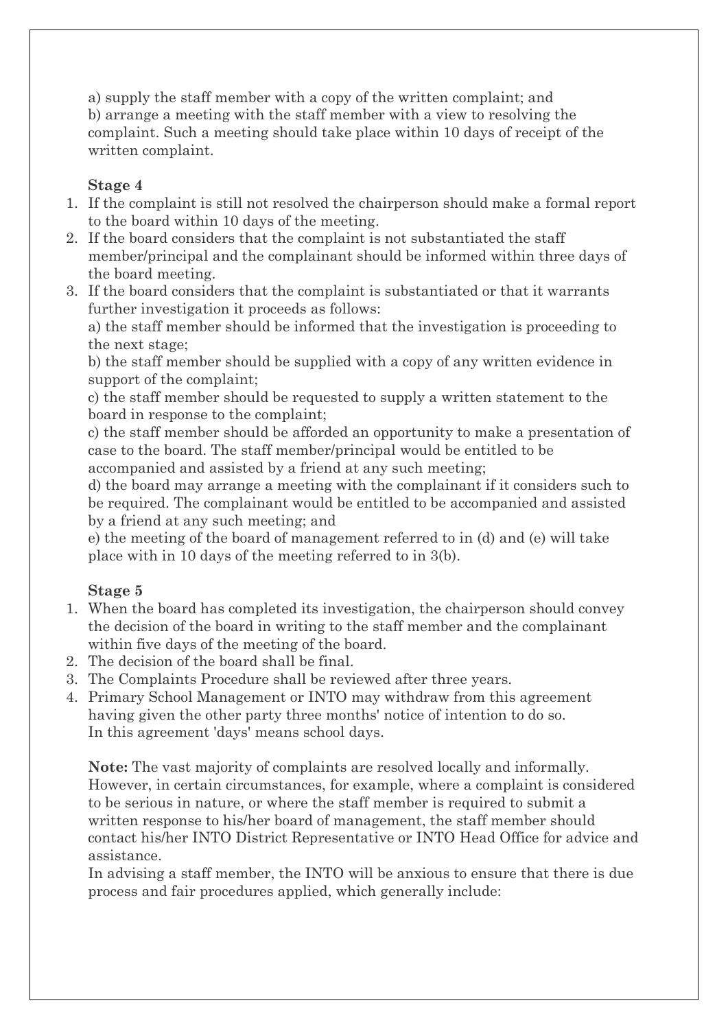a) supply the staff member with a copy of the written complaint; and
b) arrange a meeting with the staff member with a view to resolving the complaint. Such a meeting should take place within 10 days of receipt of the written complaint.

**Stage 4**

1. If the complaint is still not resolved the chairperson should make a formal report to the board within 10 days of the meeting.
2. If the board considers that the complaint is not substantiated the staff member/principal and the complainant should be informed within three days of the board meeting.
3. If the board considers that the complaint is substantiated or that it warrants further investigation it proceeds as follows:
   a) the staff member should be informed that the investigation is proceeding to the next stage;
   b) the staff member should be supplied with a copy of any written evidence in support of the complaint;
   c) the staff member should be requested to supply a written statement to the board in response to the complaint;
   c) the staff member should be afforded an opportunity to make a presentation of case to the board. The staff member/principal would be entitled to be accompanied and assisted by a friend at any such meeting;
   d) the board may arrange a meeting with the complainant if it considers such to be required. The complainant would be entitled to be accompanied and assisted by a friend at any such meeting; and
   e) the meeting of the board of management referred to in (d) and (e) will take place with in 10 days of the meeting referred to in 3(b).

**Stage 5**

1. When the board has completed its investigation, the chairperson should convey the decision of the board in writing to the staff member and the complainant within five days of the meeting of the board.
2. The decision of the board shall be final.
3. The Complaints Procedure shall be reviewed after three years.
4. Primary School Management or INTO may withdraw from this agreement having given the other party three months' notice of intention to do so.
   In this agreement 'days' means school days.

**Note:** The vast majority of complaints are resolved locally and informally. However, in certain circumstances, for example, where a complaint is considered to be serious in nature, or where the staff member is required to submit a written response to his/her board of management, the staff member should contact his/her INTO District Representative or INTO Head Office for advice and assistance.

In advising a staff member, the INTO will be anxious to ensure that there is due process and fair procedures applied, which generally include: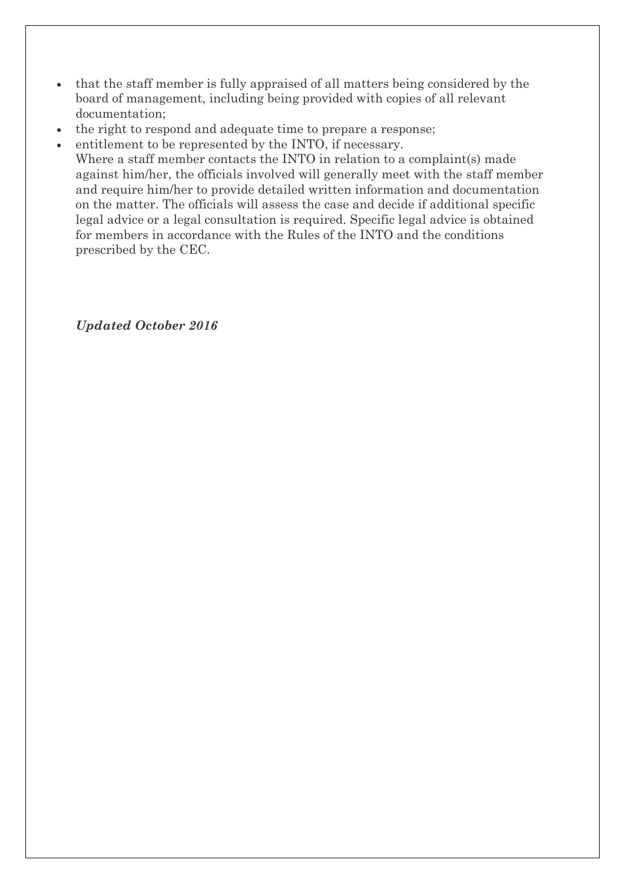- that the staff member is fully appraised of all matters being considered by the board of management, including being provided with copies of all relevant documentation;
- the right to respond and adequate time to prepare a response;
- entitlement to be represented by the INTO, if necessary.

Where a staff member contacts the INTO in relation to a complaint(s) made against him/her, the officials involved will generally meet with the staff member and require him/her to provide detailed written information and documentation on the matter. The officials will assess the case and decide if additional specific legal advice or a legal consultation is required. Specific legal advice is obtained for members in accordance with the Rules of the INTO and the conditions prescribed by the CEC.

***Updated October 2016***